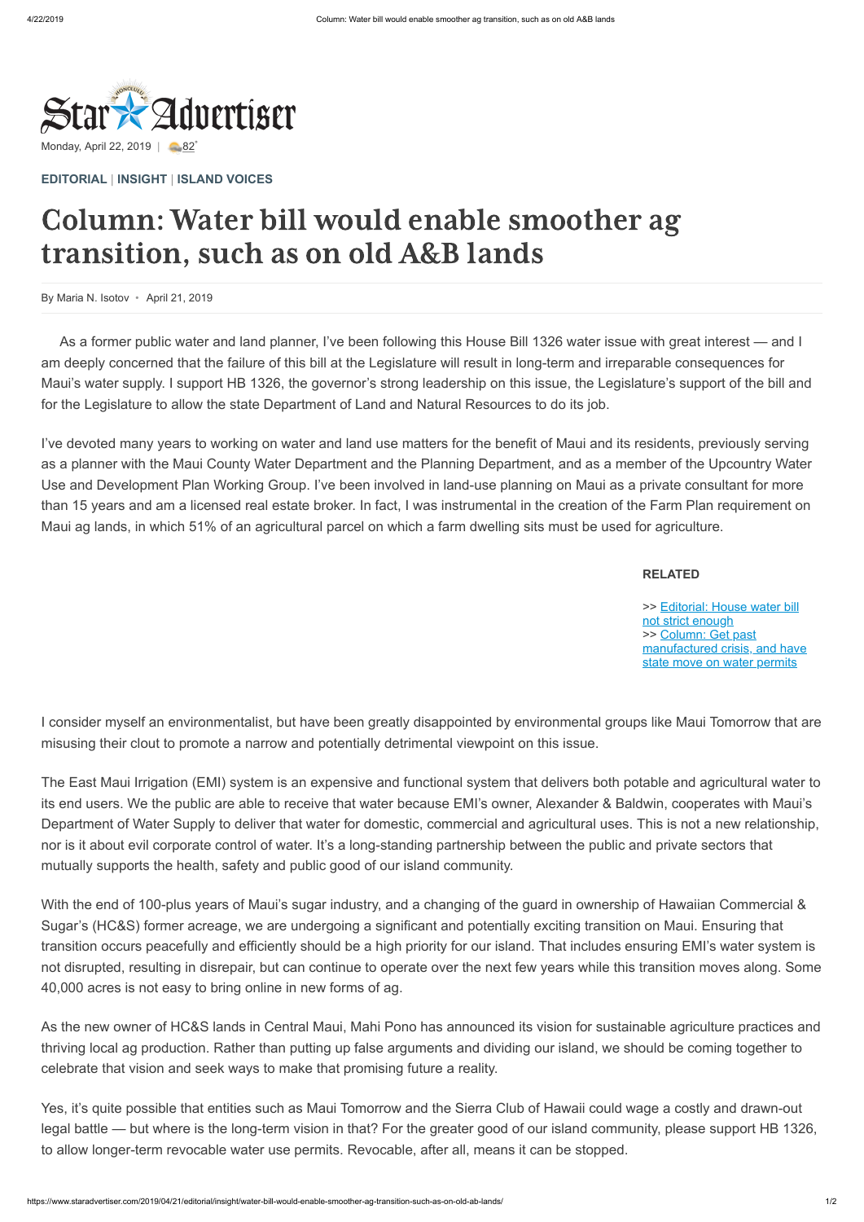Star★Advertiser

Monday, April 22, 2019 | 82°

**EDITORIAL** | **INSIGHT** | **ISLAND VOICES**

# Column: Water bill would enable smoother ag transition, such as on old A&B lands

By Maria N. Isotov • April 21, 2019

As a former public water and land planner, I've been following this House Bill 1326 water issue with great interest — and I am deeply concerned that the failure of this bill at the Legislature will result in long-term and irreparable consequences for Maui's water supply. I support HB 1326, the governor's strong leadership on this issue, the Legislature's support of the bill and for the Legislature to allow the state Department of Land and Natural Resources to do its job.

I've devoted many years to working on water and land use matters for the benefit of Maui and its residents, previously serving as a planner with the Maui County Water Department and the Planning Department, and as a member of the Upcountry Water Use and Development Plan Working Group. I've been involved in land-use planning on Maui as a private consultant for more than 15 years and am a licensed real estate broker. In fact, I was instrumental in the creation of the Farm Plan requirement on Maui ag lands, in which 51% of an agricultural parcel on which a farm dwelling sits must be used for agriculture.

**RELATED**

>> Editorial: House water bill not strict enough
>> Column: Get past manufactured crisis, and have state move on water permits

I consider myself an environmentalist, but have been greatly disappointed by environmental groups like Maui Tomorrow that are misusing their clout to promote a narrow and potentially detrimental viewpoint on this issue.

The East Maui Irrigation (EMI) system is an expensive and functional system that delivers both potable and agricultural water to its end users. We the public are able to receive that water because EMI's owner, Alexander & Baldwin, cooperates with Maui's Department of Water Supply to deliver that water for domestic, commercial and agricultural uses. This is not a new relationship, nor is it about evil corporate control of water. It's a long-standing partnership between the public and private sectors that mutually supports the health, safety and public good of our island community.

With the end of 100-plus years of Maui's sugar industry, and a changing of the guard in ownership of Hawaiian Commercial & Sugar's (HC&S) former acreage, we are undergoing a significant and potentially exciting transition on Maui. Ensuring that transition occurs peacefully and efficiently should be a high priority for our island. That includes ensuring EMI's water system is not disrupted, resulting in disrepair, but can continue to operate over the next few years while this transition moves along. Some 40,000 acres is not easy to bring online in new forms of ag.

As the new owner of HC&S lands in Central Maui, Mahi Pono has announced its vision for sustainable agriculture practices and thriving local ag production. Rather than putting up false arguments and dividing our island, we should be coming together to celebrate that vision and seek ways to make that promising future a reality.

Yes, it's quite possible that entities such as Maui Tomorrow and the Sierra Club of Hawaii could wage a costly and drawn-out legal battle — but where is the long-term vision in that? For the greater good of our island community, please support HB 1326, to allow longer-term revocable water use permits. Revocable, after all, means it can be stopped.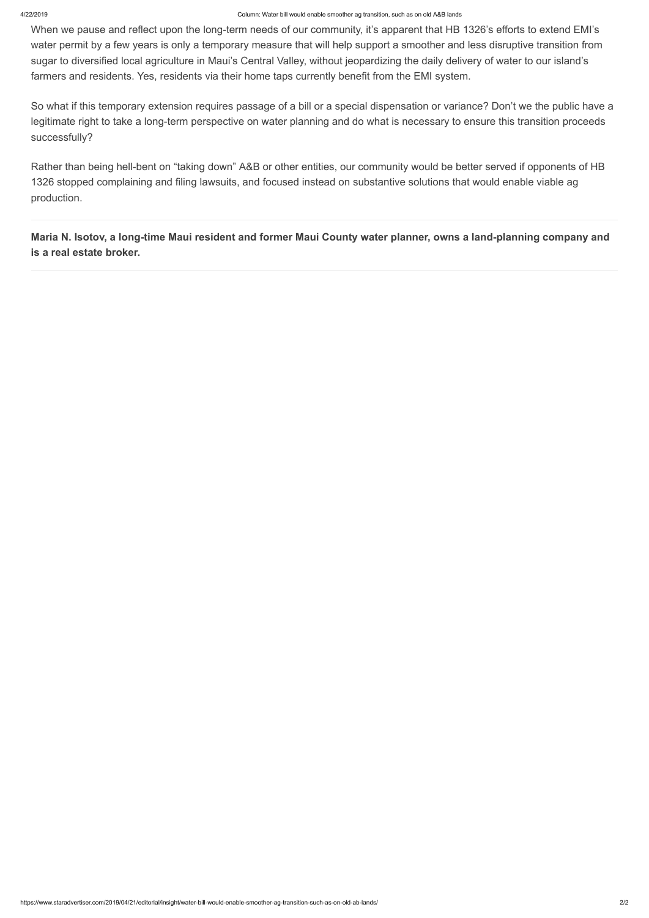When we pause and reflect upon the long-term needs of our community, it's apparent that HB 1326's efforts to extend EMI's water permit by a few years is only a temporary measure that will help support a smoother and less disruptive transition from sugar to diversified local agriculture in Maui's Central Valley, without jeopardizing the daily delivery of water to our island's farmers and residents. Yes, residents via their home taps currently benefit from the EMI system.

So what if this temporary extension requires passage of a bill or a special dispensation or variance? Don't we the public have a legitimate right to take a long-term perspective on water planning and do what is necessary to ensure this transition proceeds successfully?

Rather than being hell-bent on "taking down" A&B or other entities, our community would be better served if opponents of HB 1326 stopped complaining and filing lawsuits, and focused instead on substantive solutions that would enable viable ag production.

---

**Maria N. Isotov, a long-time Maui resident and former Maui County water planner, owns a land-planning company and is a real estate broker.**

---